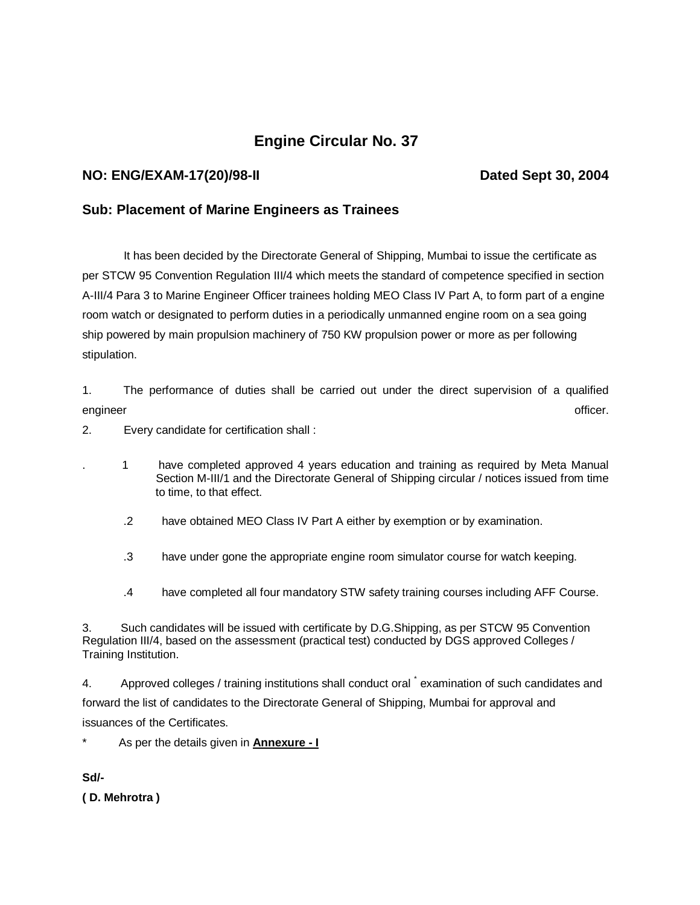# Engine Circular No. 37

**NO: ENG/EXAM-17(20)/98-II** **Dated Sept 30, 2004**

## Sub: Placement of Marine Engineers as Trainees

It has been decided by the Directorate General of Shipping, Mumbai to issue the certificate as per STCW 95 Convention Regulation III/4 which meets the standard of competence specified in section A-III/4 Para 3 to Marine Engineer Officer trainees holding MEO Class IV Part A, to form part of a engine room watch or designated to perform duties in a periodically unmanned engine room on a sea going ship powered by main propulsion machinery of 750 KW propulsion power or more as per following stipulation.

1. The performance of duties shall be carried out under the direct supervision of a qualified engineer officer.

2. Every candidate for certification shall :

   .1 have completed approved 4 years education and training as required by Meta Manual Section M-III/1 and the Directorate General of Shipping circular / notices issued from time to time, to that effect.

   .2 have obtained MEO Class IV Part A either by exemption or by examination.

   .3 have under gone the appropriate engine room simulator course for watch keeping.

   .4 have completed all four mandatory STW safety training courses including AFF Course.

3. Such candidates will be issued with certificate by D.G.Shipping, as per STCW 95 Convention Regulation III/4, based on the assessment (practical test) conducted by DGS approved Colleges / Training Institution.

4. Approved colleges / training institutions shall conduct oral * examination of such candidates and forward the list of candidates to the Directorate General of Shipping, Mumbai for approval and issuances of the Certificates.

\* As per the details given in **Annexure - I**

**Sd/-**

**( D. Mehrotra )**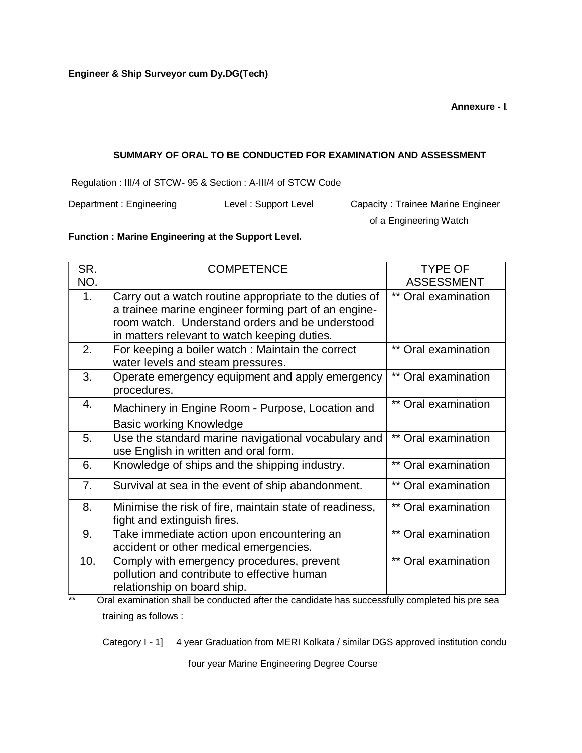**Engineer & Ship Surveyor cum Dy.DG(Tech)**

**Annexure - I**

### SUMMARY OF ORAL TO BE CONDUCTED FOR EXAMINATION AND ASSESSMENT

Regulation : III/4 of STCW- 95 & Section : A-III/4 of STCW Code

Department : Engineering    Level : Support Level    Capacity : Trainee Marine Engineer of a Engineering Watch

**Function : Marine Engineering at the Support Level.**

| SR. NO. | COMPETENCE | TYPE OF ASSESSMENT |
|---|---|---|
| 1. | Carry out a watch routine appropriate to the duties of a trainee marine engineer forming part of an engine-room watch. Understand orders and be understood in matters relevant to watch keeping duties. | ** Oral examination |
| 2. | For keeping a boiler watch : Maintain the correct water levels and steam pressures. | ** Oral examination |
| 3. | Operate emergency equipment and apply emergency procedures. | ** Oral examination |
| 4. | Machinery in Engine Room - Purpose, Location and Basic working Knowledge | ** Oral examination |
| 5. | Use the standard marine navigational vocabulary and use English in written and oral form. | ** Oral examination |
| 6. | Knowledge of ships and the shipping industry. | ** Oral examination |
| 7. | Survival at sea in the event of ship abandonment. | ** Oral examination |
| 8. | Minimise the risk of fire, maintain state of readiness, fight and extinguish fires. | ** Oral examination |
| 9. | Take immediate action upon encountering an accident or other medical emergencies. | ** Oral examination |
| 10. | Comply with emergency procedures, prevent pollution and contribute to effective human relationship on board ship. | ** Oral examination |

** Oral examination shall be conducted after the candidate has successfully completed his pre sea training as follows :

Category I - 1] 4 year Graduation from MERI Kolkata / similar DGS approved institution condu four year Marine Engineering Degree Course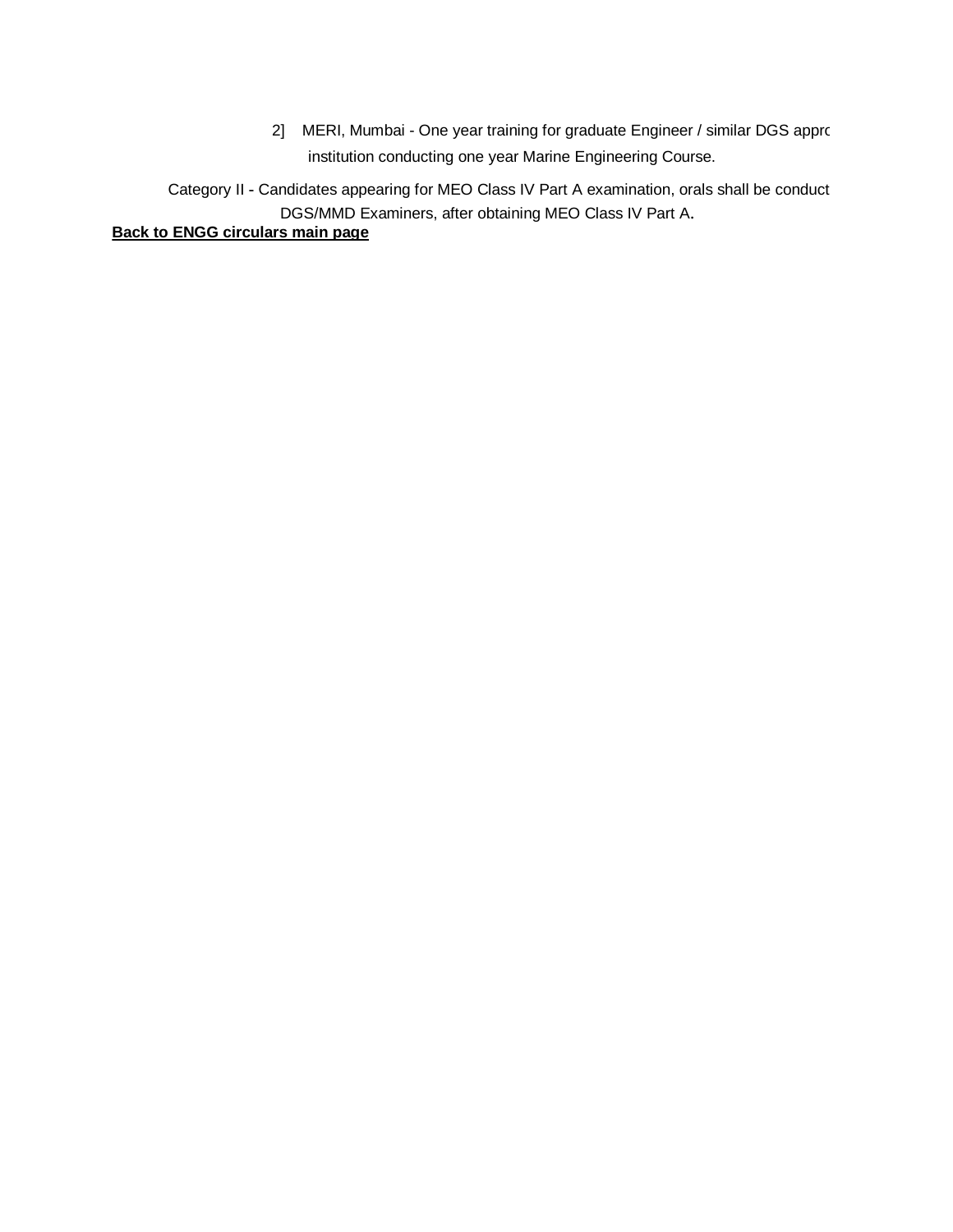2] MERI, Mumbai - One year training for graduate Engineer / similar DGS appro institution conducting one year Marine Engineering Course.

Category II - Candidates appearing for MEO Class IV Part A examination, orals shall be conduct DGS/MMD Examiners, after obtaining MEO Class IV Part A.

**Back to ENGG circulars main page**